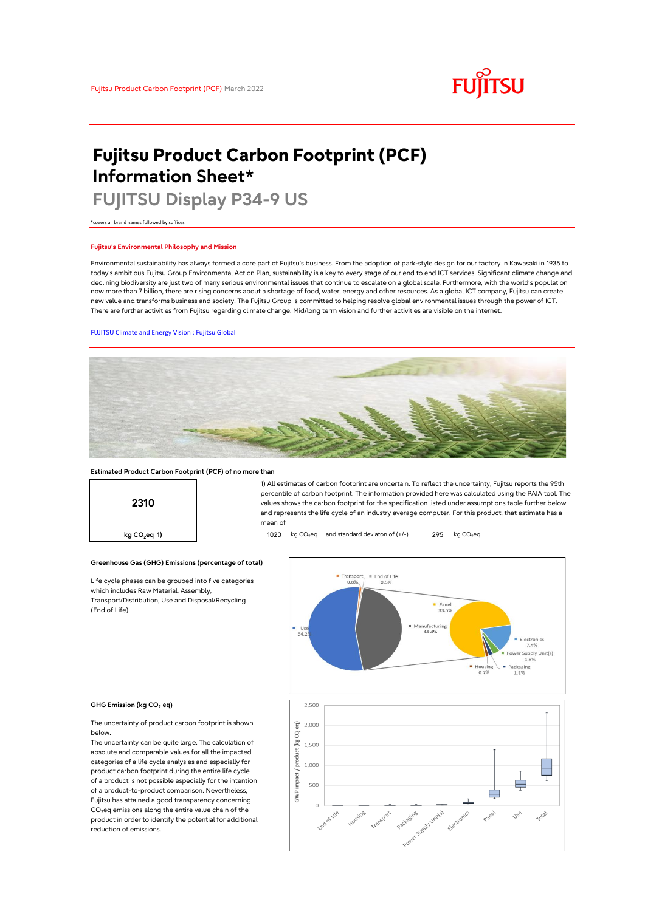Fujitsu Product Carbon Footprint (PCF) March 2022

# Fujitsu Product Carbon Footprint (PCF) Information Sheet*

## FUJITSU Display P34-9 US

*covers all brand names followed by suffixes

### Fujitsu's Environmental Philosophy and Mission

Environmental sustainability has always formed a core part of Fujitsu's business. From the adoption of park-style design for our factory in Kawasaki in 1935 to today's ambitious Fujitsu Group Environmental Action Plan, sustainability is a key to every stage of our end to end ICT services. Significant climate change and declining biodiversity are just two of many serious environmental issues that continue to escalate on a global scale. Furthermore, with the world's population now more than 7 billion, there are rising concerns about a shortage of food, water, energy and other resources. As a global ICT company, Fujitsu can create new value and transforms business and society. The Fujitsu Group is committed to helping resolve global environmental issues through the power of ICT. There are further activities from Fujitsu regarding climate change. Mid/long term vision and further activities are visible on the internet.

[FUJITSU Climate and Energy Vision : Fujitsu Global]

### Estimated Product Carbon Footprint (PCF) of no more than

**2310**

kg $CO_2$eq 1)

1) All estimates of carbon footprint are uncertain. To reflect the uncertainty, Fujitsu reports the 95th percentile of carbon footprint. The information provided here was calculated using the PAIA tool. The values shows the carbon footprint for the specification listed under assumptions table further below and represents the life cycle of an industry average computer. For this product, that estimate has a mean of

1020 kg $CO_2$eq and standard deviaton of (+/-) 295 kg $CO_2$eq

### Greenhouse Gas (GHG) Emissions (percentage of total)

Life cycle phases can be grouped into five categories which includes Raw Material, Assembly, Transport/Distribution, Use and Disposal/Recycling (End of Life).

Transport 0.8%, End of Life 0.5%, Use 54.2%, Manufacturing 44.4%, Panel 33.5%, Electronics 7.4%, Power Supply Unit(s) 1.8%, Housing 0.7%, Packaging 1.1%

### GHG Emission (kg $CO_2$ eq)

The uncertainty of product carbon footprint is shown below.

The uncertainty can be quite large. The calculation of absolute and comparable values for all the impacted categories of a life cycle analysies and especially for product carbon footprint during the entire life cycle of a product is not possible especially for the intention of a product-to-product comparison. Nevertheless, Fujitsu has attained a good transparency concerning $CO_2$eq emissions along the entire value chain of the product in order to identify the potential for additional reduction of emissions.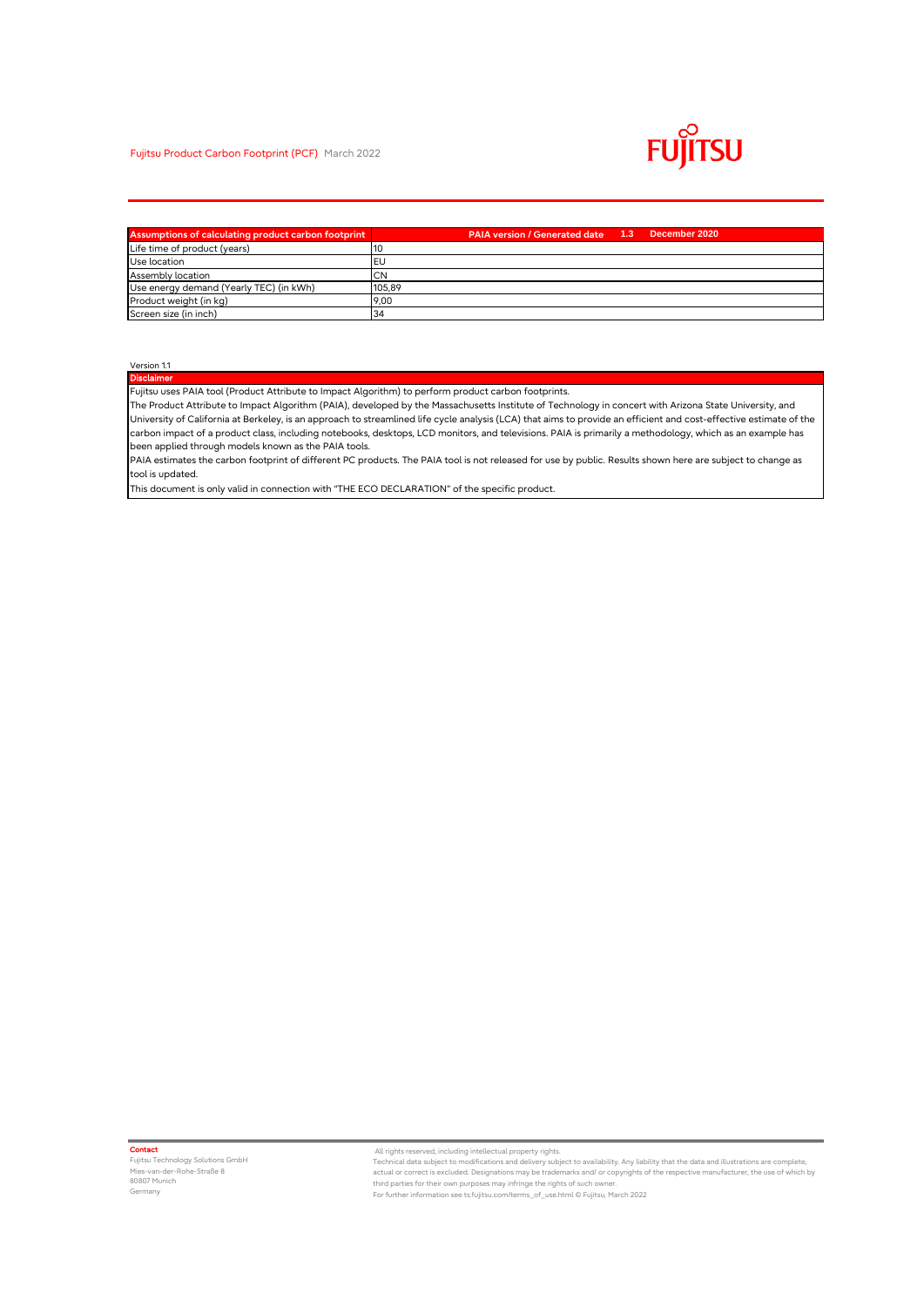Fujitsu Product Carbon Footprint (PCF) March 2022

| Assumptions of calculating product carbon footprint | PAIA version / Generated date 1.3 December 2020 |
| --- | --- |
| Life time of product (years) | 10 |
| Use location | EU |
| Assembly location | CN |
| Use energy demand (Yearly TEC) (in kWh) | 105,89 |
| Product weight (in kg) | 9,00 |
| Screen size (in inch) | 34 |

Version 1.1

**Disclaimer**

Fujitsu uses PAIA tool (Product Attribute to Impact Algorithm) to perform product carbon footprints.

The Product Attribute to Impact Algorithm (PAIA), developed by the Massachusetts Institute of Technology in concert with Arizona State University, and University of California at Berkeley, is an approach to streamlined life cycle analysis (LCA) that aims to provide an efficient and cost-effective estimate of the carbon impact of a product class, including notebooks, desktops, LCD monitors, and televisions. PAIA is primarily a methodology, which as an example has been applied through models known as the PAIA tools.

PAIA estimates the carbon footprint of different PC products. The PAIA tool is not released for use by public. Results shown here are subject to change as tool is updated.

This document is only valid in connection with "THE ECO DECLARATION" of the specific product.

**Contact**

Fujitsu Technology Solutions GmbH
Mies-van-der-Rohe-Straße 8
80807 Munich
Germany

All rights reserved, including intellectual property rights.
Technical data subject to modifications and delivery subject to availability. Any liability that the data and illustrations are complete, actual or correct is excluded. Designations may be trademarks and/ or copyrights of the respective manufacturer, the use of which by third parties for their own purposes may infringe the rights of such owner.
For further information see ts.fujitsu.com/terms_of_use.html © Fujitsu, March 2022